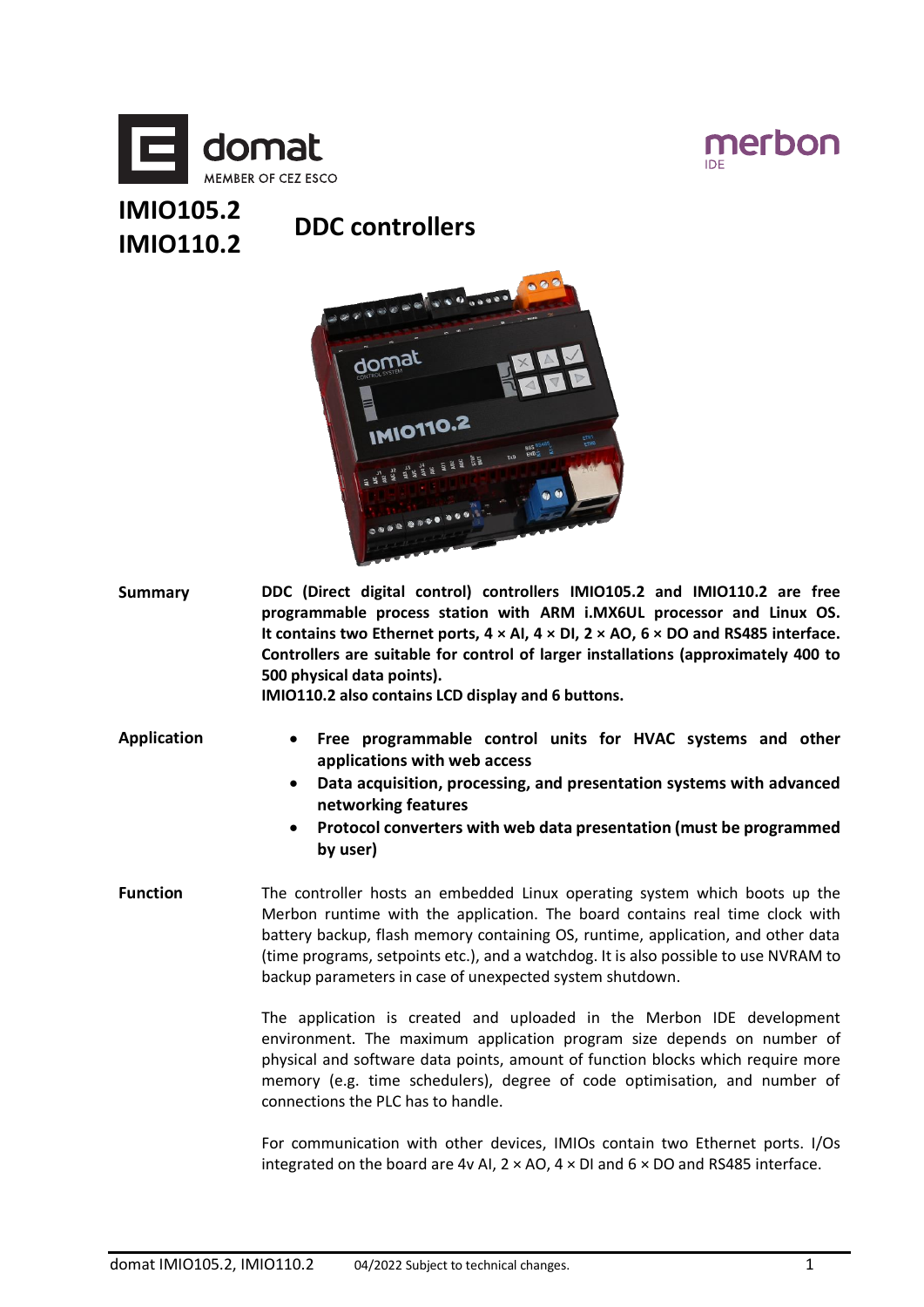# IMIO105.2 IMIO110.2

## DDC controllers

**Summary**

**DDC (Direct digital control) controllers IMIO105.2 and IMIO110.2 are free programmable process station with ARM i.MX6UL processor and Linux OS. It contains two Ethernet ports, 4 × AI, 4 × DI, 2 × AO, 6 × DO and RS485 interface. Controllers are suitable for control of larger installations (approximately 400 to 500 physical data points).**
**IMIO110.2 also contains LCD display and 6 buttons.**

**Application**

- **Free programmable control units for HVAC systems and other applications with web access**
- **Data acquisition, processing, and presentation systems with advanced networking features**
- **Protocol converters with web data presentation (must be programmed by user)**

**Function**

The controller hosts an embedded Linux operating system which boots up the Merbon runtime with the application. The board contains real time clock with battery backup, flash memory containing OS, runtime, application, and other data (time programs, setpoints etc.), and a watchdog. It is also possible to use NVRAM to backup parameters in case of unexpected system shutdown.

The application is created and uploaded in the Merbon IDE development environment. The maximum application program size depends on number of physical and software data points, amount of function blocks which require more memory (e.g. time schedulers), degree of code optimisation, and number of connections the PLC has to handle.

For communication with other devices, IMIOs contain two Ethernet ports. I/Os integrated on the board are 4v AI, 2 × AO, 4 × DI and 6 × DO and RS485 interface.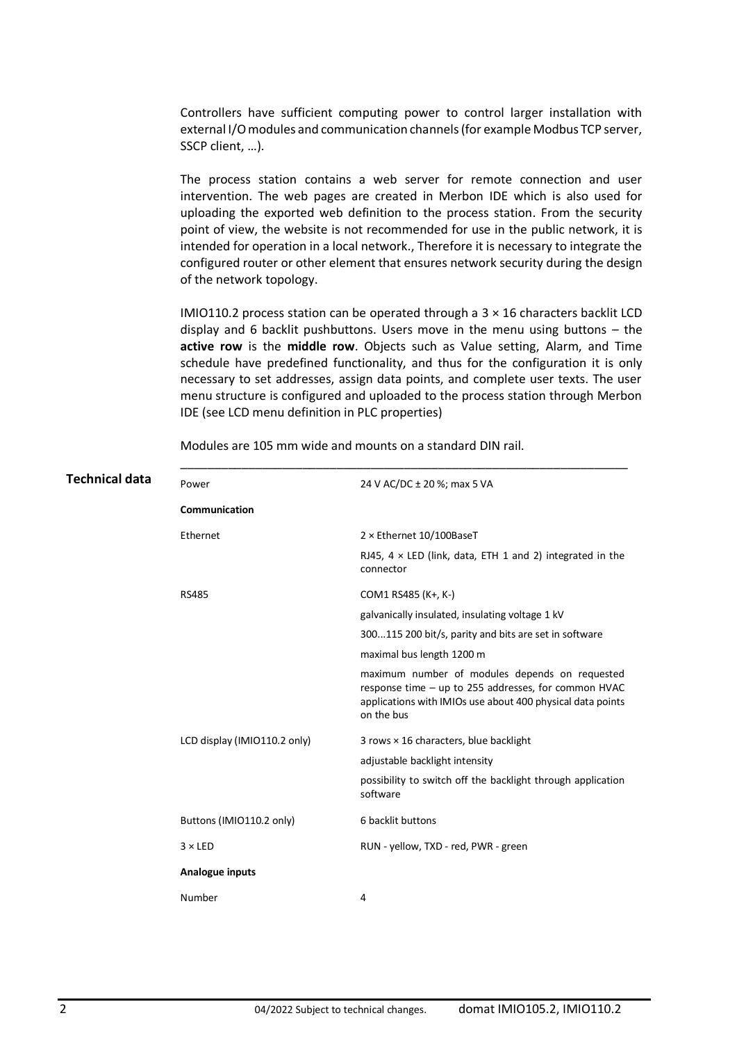Controllers have sufficient computing power to control larger installation with external I/O modules and communication channels (for example Modbus TCP server, SSCP client, …).

The process station contains a web server for remote connection and user intervention. The web pages are created in Merbon IDE which is also used for uploading the exported web definition to the process station. From the security point of view, the website is not recommended for use in the public network, it is intended for operation in a local network., Therefore it is necessary to integrate the configured router or other element that ensures network security during the design of the network topology.

IMIO110.2 process station can be operated through a 3 × 16 characters backlit LCD display and 6 backlit pushbuttons. Users move in the menu using buttons – the **active row** is the **middle row**. Objects such as Value setting, Alarm, and Time schedule have predefined functionality, and thus for the configuration it is only necessary to set addresses, assign data points, and complete user texts. The user menu structure is configured and uploaded to the process station through Merbon IDE (see LCD menu definition in PLC properties)

Modules are 105 mm wide and mounts on a standard DIN rail.

## Technical data

| | |
|---|---|
| Power | 24 V AC/DC ± 20 %; max 5 VA |
| **Communication** | |
| Ethernet | 2 × Ethernet 10/100BaseT |
| | RJ45, 4 × LED (link, data, ETH 1 and 2) integrated in the connector |
| RS485 | COM1 RS485 (K+, K-) |
| | galvanically insulated, insulating voltage 1 kV |
| | 300...115 200 bit/s, parity and bits are set in software |
| | maximal bus length 1200 m |
| | maximum number of modules depends on requested response time – up to 255 addresses, for common HVAC applications with IMIOs use about 400 physical data points on the bus |
| LCD display (IMIO110.2 only) | 3 rows × 16 characters, blue backlight |
| | adjustable backlight intensity |
| | possibility to switch off the backlight through application software |
| Buttons (IMIO110.2 only) | 6 backlit buttons |
| 3 × LED | RUN - yellow, TXD - red, PWR - green |
| **Analogue inputs** | |
| Number | 4 |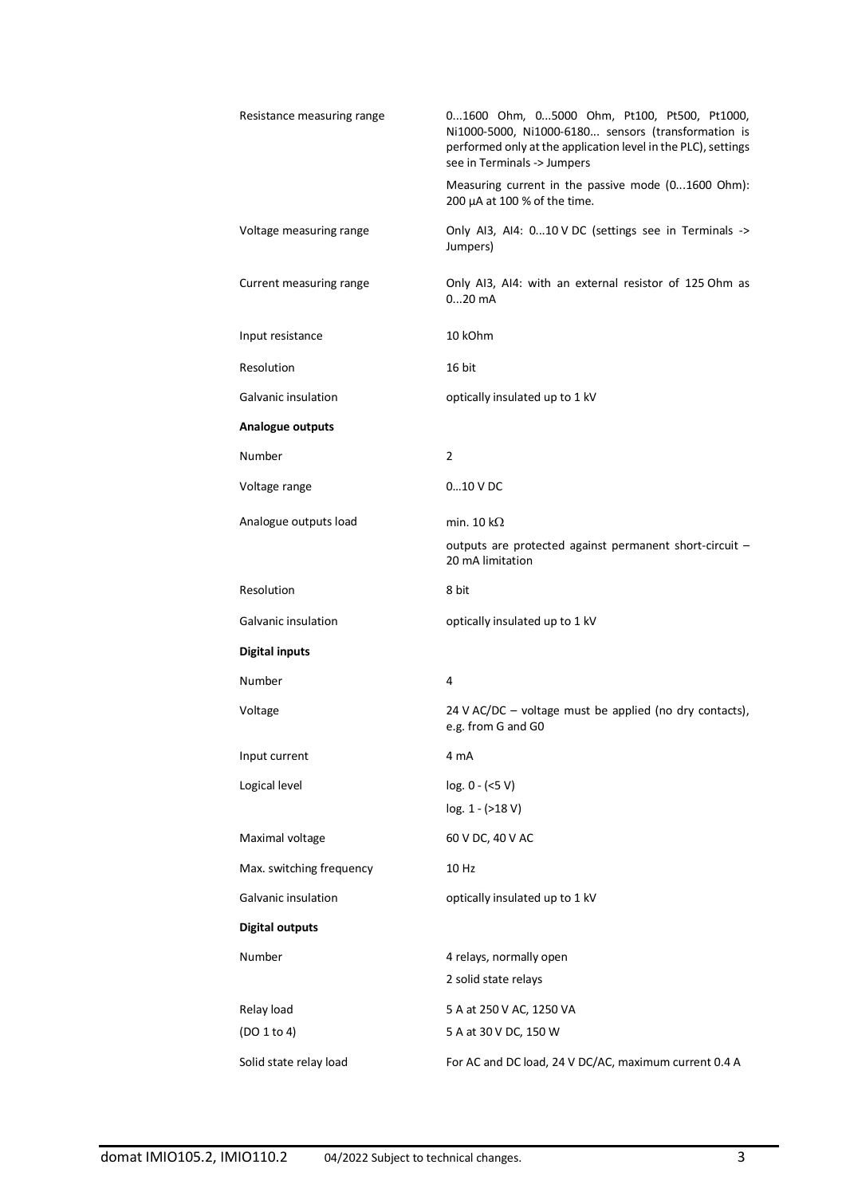| | |
|---|---|
| Resistance measuring range | 0...1600 Ohm, 0...5000 Ohm, Pt100, Pt500, Pt1000, Ni1000-5000, Ni1000-6180... sensors (transformation is performed only at the application level in the PLC), settings see in Terminals -> Jumpers |
| | Measuring current in the passive mode (0...1600 Ohm): 200 µA at 100 % of the time. |
| Voltage measuring range | Only AI3, AI4: 0...10 V DC (settings see in Terminals -> Jumpers) |
| Current measuring range | Only AI3, AI4: with an external resistor of 125 Ohm as 0...20 mA |
| Input resistance | 10 kOhm |
| Resolution | 16 bit |
| Galvanic insulation | optically insulated up to 1 kV |
| **Analogue outputs** | |
| Number | 2 |
| Voltage range | 0...10 V DC |
| Analogue outputs load | min. 10 kΩ |
| | outputs are protected against permanent short-circuit – 20 mA limitation |
| Resolution | 8 bit |
| Galvanic insulation | optically insulated up to 1 kV |
| **Digital inputs** | |
| Number | 4 |
| Voltage | 24 V AC/DC – voltage must be applied (no dry contacts), e.g. from G and G0 |
| Input current | 4 mA |
| Logical level | log. 0 - (<5 V) |
| | log. 1 - (>18 V) |
| Maximal voltage | 60 V DC, 40 V AC |
| Max. switching frequency | 10 Hz |
| Galvanic insulation | optically insulated up to 1 kV |
| **Digital outputs** | |
| Number | 4 relays, normally open |
| | 2 solid state relays |
| Relay load | 5 A at 250 V AC, 1250 VA |
| (DO 1 to 4) | 5 A at 30 V DC, 150 W |
| Solid state relay load | For AC and DC load, 24 V DC/AC, maximum current 0.4 A |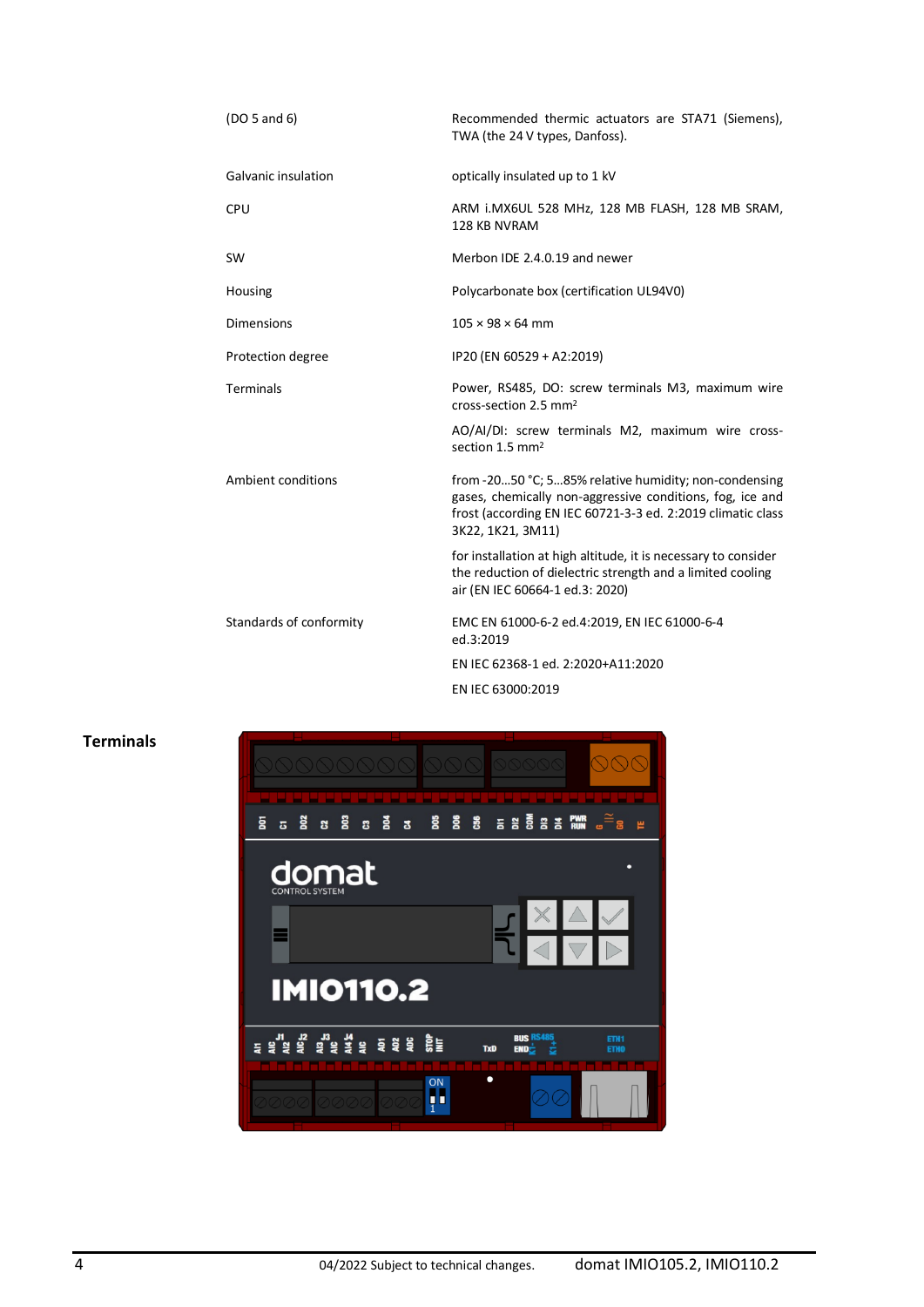| | |
|---|---|
| (DO 5 and 6) | Recommended thermic actuators are STA71 (Siemens), TWA (the 24 V types, Danfoss). |
| Galvanic insulation | optically insulated up to 1 kV |
| CPU | ARM i.MX6UL 528 MHz, 128 MB FLASH, 128 MB SRAM, 128 KB NVRAM |
| SW | Merbon IDE 2.4.0.19 and newer |
| Housing | Polycarbonate box (certification UL94V0) |
| Dimensions | 105 × 98 × 64 mm |
| Protection degree | IP20 (EN 60529 + A2:2019) |
| Terminals | Power, RS485, DO: screw terminals M3, maximum wire cross-section 2.5 mm² <br> AO/AI/DI: screw terminals M2, maximum wire cross-section 1.5 mm² |
| Ambient conditions | from -20…50 °C; 5…85% relative humidity; non-condensing gases, chemically non-aggressive conditions, fog, ice and frost (according EN IEC 60721-3-3 ed. 2:2019 climatic class 3K22, 1K21, 3M11) <br> for installation at high altitude, it is necessary to consider the reduction of dielectric strength and a limited cooling air (EN IEC 60664-1 ed.3: 2020) |
| Standards of conformity | EMC EN 61000-6-2 ed.4:2019, EN IEC 61000-6-4 ed.3:2019 <br> EN IEC 62368-1 ed. 2:2020+A11:2020 <br> EN IEC 63000:2019 |

## Terminals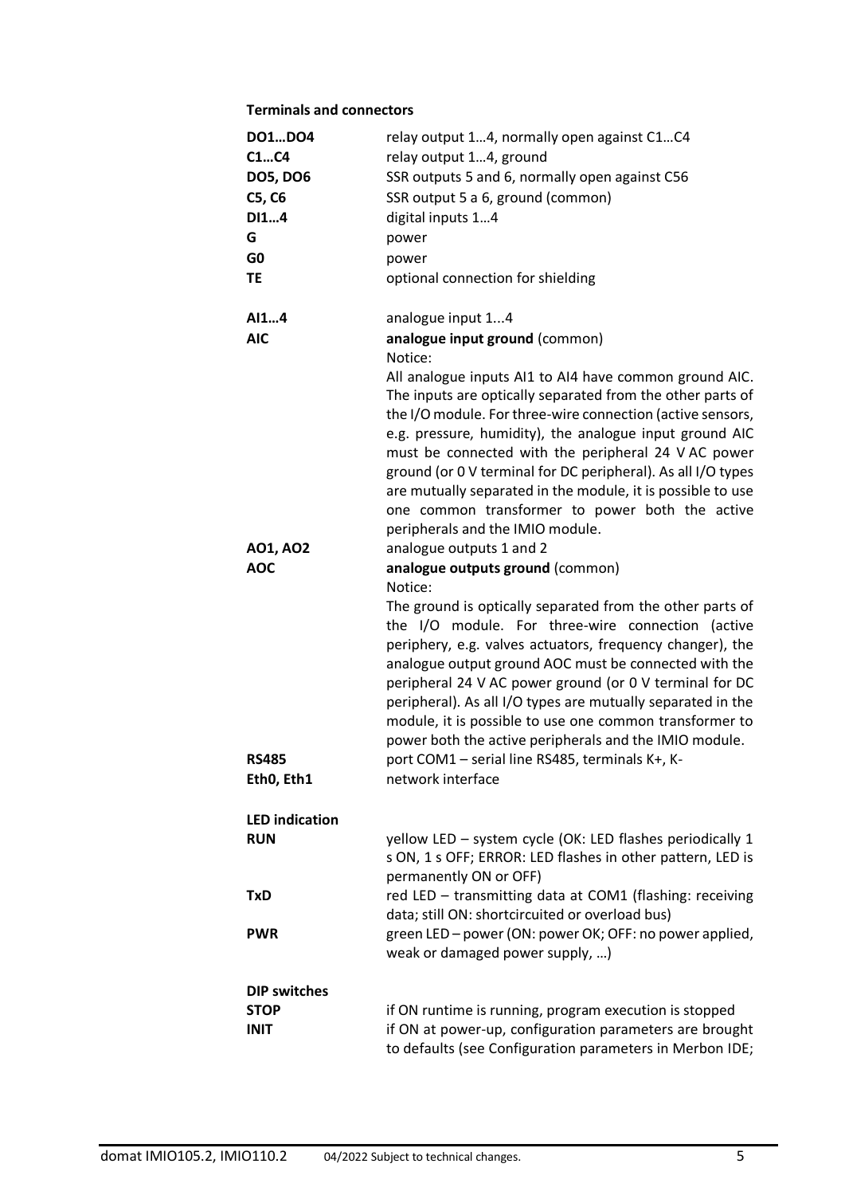### Terminals and connectors

| | |
|---|---|
| **DO1…DO4** | relay output 1…4, normally open against C1…C4 |
| **C1…C4** | relay output 1…4, ground |
| **DO5, DO6** | SSR outputs 5 and 6, normally open against C56 |
| **C5, C6** | SSR output 5 a 6, ground (common) |
| **DI1…4** | digital inputs 1…4 |
| **G** | power |
| **G0** | power |
| **TE** | optional connection for shielding |
| **AI1…4** | analogue input 1...4 |
| **AIC** | **analogue input ground** (common)<br>Notice:<br>All analogue inputs AI1 to AI4 have common ground AIC. The inputs are optically separated from the other parts of the I/O module. For three-wire connection (active sensors, e.g. pressure, humidity), the analogue input ground AIC must be connected with the peripheral 24 V AC power ground (or 0 V terminal for DC peripheral). As all I/O types are mutually separated in the module, it is possible to use one common transformer to power both the active peripherals and the IMIO module. |
| **AO1, AO2** | analogue outputs 1 and 2 |
| **AOC** | **analogue outputs ground** (common)<br>Notice:<br>The ground is optically separated from the other parts of the I/O module. For three-wire connection (active periphery, e.g. valves actuators, frequency changer), the analogue output ground AOC must be connected with the peripheral 24 V AC power ground (or 0 V terminal for DC peripheral). As all I/O types are mutually separated in the module, it is possible to use one common transformer to power both the active peripherals and the IMIO module. |
| **RS485** | port COM1 – serial line RS485, terminals K+, K- |
| **Eth0, Eth1** | network interface |

### LED indication

| | |
|---|---|
| **RUN** | yellow LED – system cycle (OK: LED flashes periodically 1 s ON, 1 s OFF; ERROR: LED flashes in other pattern, LED is permanently ON or OFF) |
| **TxD** | red LED – transmitting data at COM1 (flashing: receiving data; still ON: shortcircuited or overload bus) |
| **PWR** | green LED – power (ON: power OK; OFF: no power applied, weak or damaged power supply, …) |

### DIP switches

| | |
|---|---|
| **STOP** | if ON runtime is running, program execution is stopped |
| **INIT** | if ON at power-up, configuration parameters are brought to defaults (see Configuration parameters in Merbon IDE; |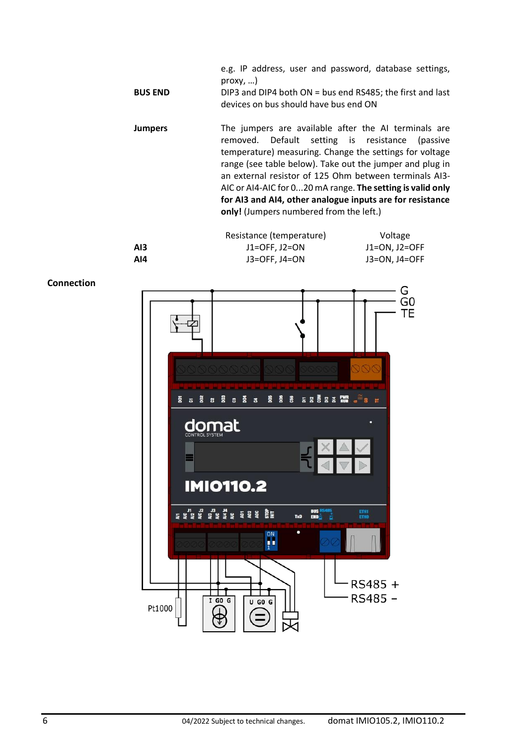| | |
|---|---|
| | e.g. IP address, user and password, database settings, proxy, …) |
| **BUS END** | DIP3 and DIP4 both ON = bus end RS485; the first and last devices on bus should have bus end ON |
| **Jumpers** | The jumpers are available after the AI terminals are removed. Default setting is resistance (passive temperature) measuring. Change the settings for voltage range (see table below). Take out the jumper and plug in an external resistor of 125 Ohm between terminals AI3-AIC or AI4-AIC for 0...20 mA range. **The setting is valid only for AI3 and AI4, other analogue inputs are for resistance only!** (Jumpers numbered from the left.) |

| | Resistance (temperature) | Voltage |
|---|---|---|
| **AI3** | J1=OFF, J2=ON | J1=ON, J2=OFF |
| **AI4** | J3=OFF, J4=ON | J3=ON, J4=OFF |

**Connection**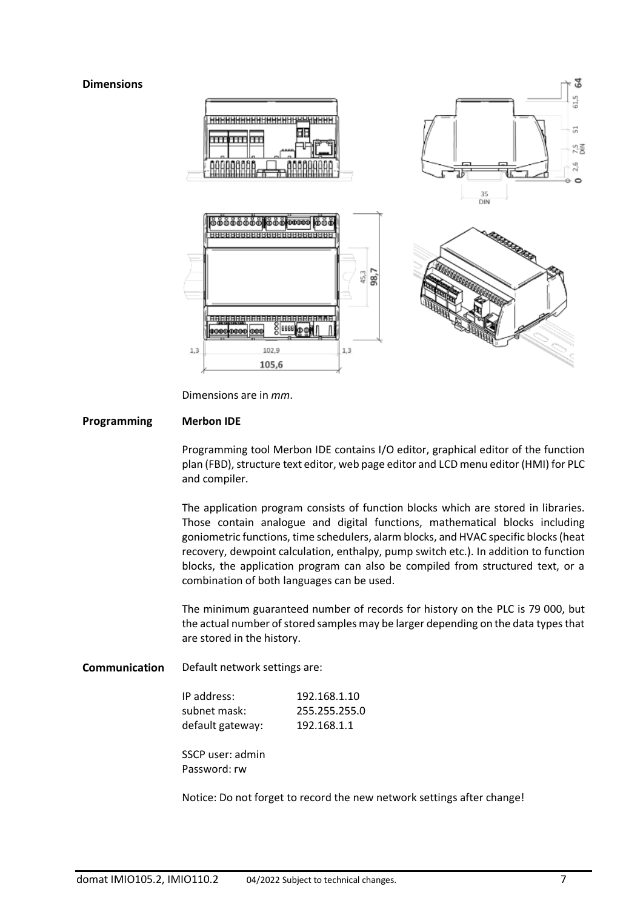**Dimensions**

Dimensions are in *mm*.

**Programming** **Merbon IDE**

Programming tool Merbon IDE contains I/O editor, graphical editor of the function plan (FBD), structure text editor, web page editor and LCD menu editor (HMI) for PLC and compiler.

The application program consists of function blocks which are stored in libraries. Those contain analogue and digital functions, mathematical blocks including goniometric functions, time schedulers, alarm blocks, and HVAC specific blocks (heat recovery, dewpoint calculation, enthalpy, pump switch etc.). In addition to function blocks, the application program can also be compiled from structured text, or a combination of both languages can be used.

The minimum guaranteed number of records for history on the PLC is 79 000, but the actual number of stored samples may be larger depending on the data types that are stored in the history.

**Communication** Default network settings are:

| | |
|---|---|
| IP address: | 192.168.1.10 |
| subnet mask: | 255.255.255.0 |
| default gateway: | 192.168.1.1 |

SSCP user: admin
Password: rw

Notice: Do not forget to record the new network settings after change!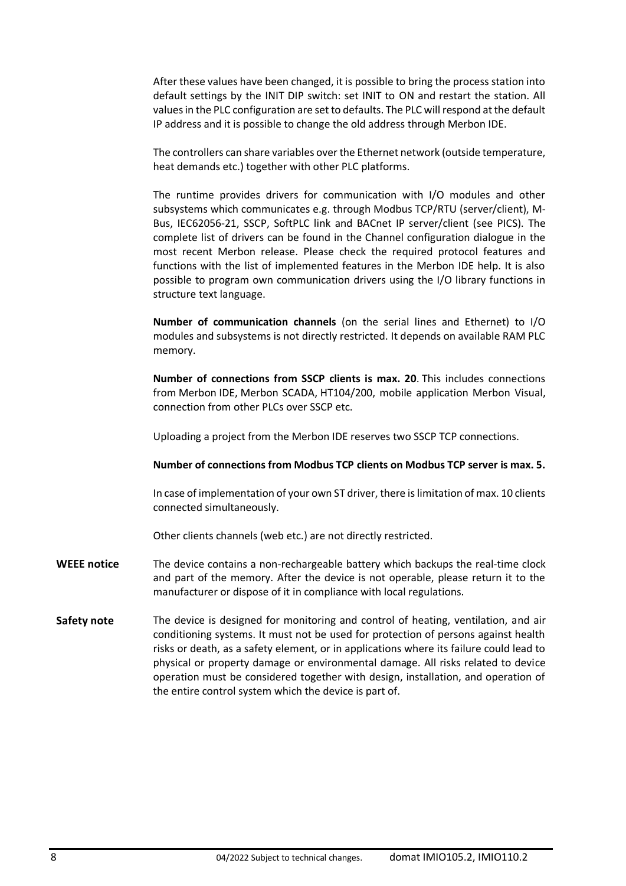After these values have been changed, it is possible to bring the process station into default settings by the INIT DIP switch: set INIT to ON and restart the station. All values in the PLC configuration are set to defaults. The PLC will respond at the default IP address and it is possible to change the old address through Merbon IDE.

The controllers can share variables over the Ethernet network (outside temperature, heat demands etc.) together with other PLC platforms.

The runtime provides drivers for communication with I/O modules and other subsystems which communicates e.g. through Modbus TCP/RTU (server/client), M-Bus, IEC62056-21, SSCP, SoftPLC link and BACnet IP server/client (see PICS). The complete list of drivers can be found in the Channel configuration dialogue in the most recent Merbon release. Please check the required protocol features and functions with the list of implemented features in the Merbon IDE help. It is also possible to program own communication drivers using the I/O library functions in structure text language.

**Number of communication channels** (on the serial lines and Ethernet) to I/O modules and subsystems is not directly restricted. It depends on available RAM PLC memory.

**Number of connections from SSCP clients is max. 20**. This includes connections from Merbon IDE, Merbon SCADA, HT104/200, mobile application Merbon Visual, connection from other PLCs over SSCP etc.

Uploading a project from the Merbon IDE reserves two SSCP TCP connections.

**Number of connections from Modbus TCP clients on Modbus TCP server is max. 5.**

In case of implementation of your own ST driver, there is limitation of max. 10 clients connected simultaneously.

Other clients channels (web etc.) are not directly restricted.

**WEEE notice** The device contains a non-rechargeable battery which backups the real-time clock and part of the memory. After the device is not operable, please return it to the manufacturer or dispose of it in compliance with local regulations.

**Safety note** The device is designed for monitoring and control of heating, ventilation, and air conditioning systems. It must not be used for protection of persons against health risks or death, as a safety element, or in applications where its failure could lead to physical or property damage or environmental damage. All risks related to device operation must be considered together with design, installation, and operation of the entire control system which the device is part of.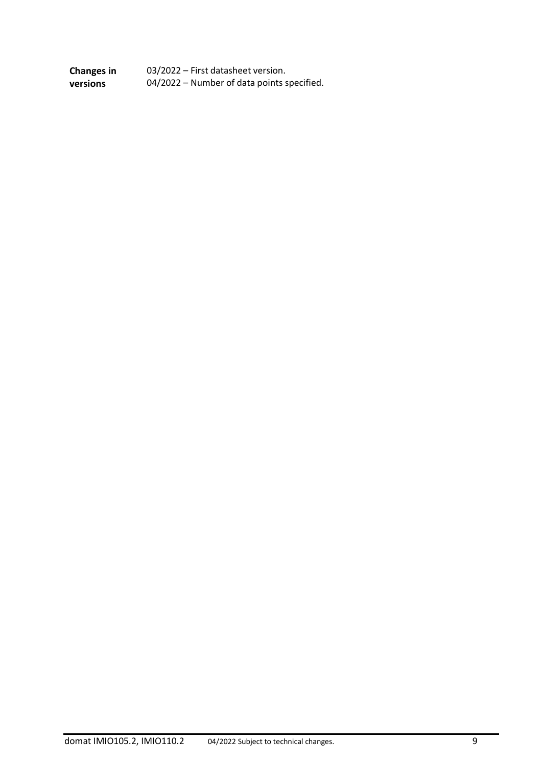| | |
|---|---|
| **Changes in versions** | 03/2022 – First datasheet version.<br>04/2022 – Number of data points specified. |